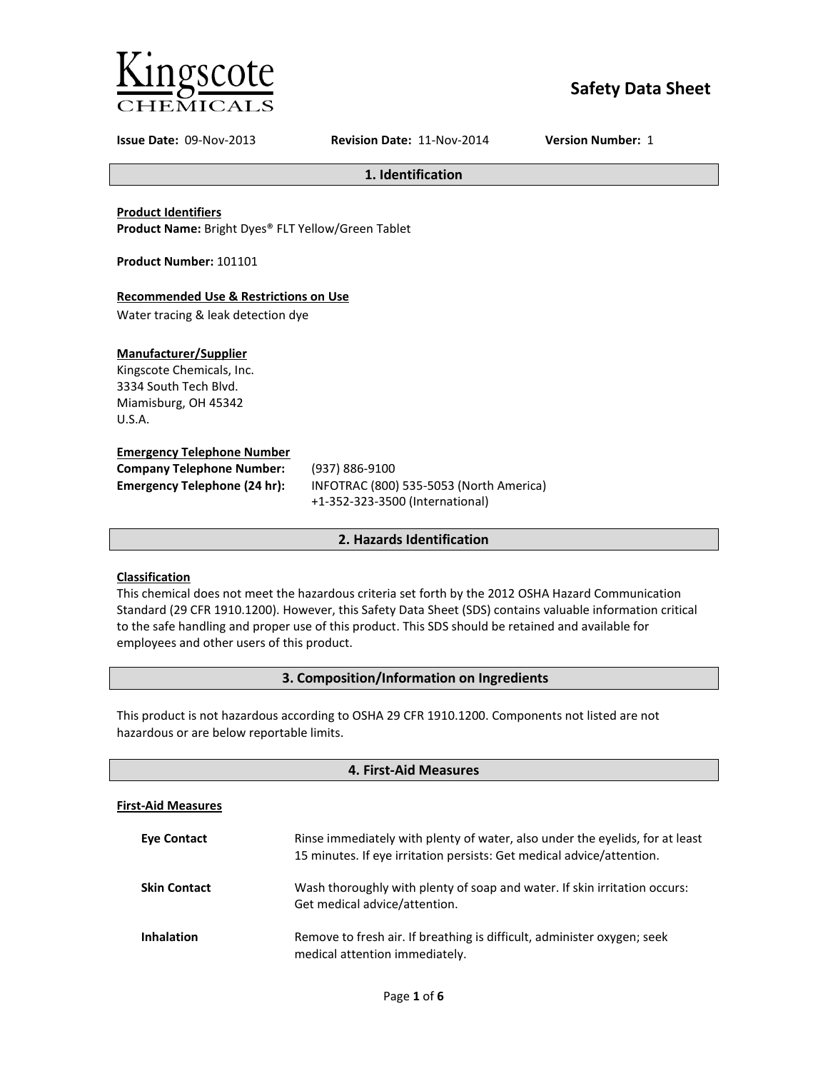Kingscote CHEMICALS

# Safety Data Sheet

**Issue Date:** 09-Nov-2013 **Revision Date:** 11-Nov-2014 **Version Number:** 1

## 1. Identification

**Product Identifiers**
**Product Name:** Bright Dyes® FLT Yellow/Green Tablet

**Product Number:** 101101

**Recommended Use & Restrictions on Use**
Water tracing & leak detection dye

**Manufacturer/Supplier**
Kingscote Chemicals, Inc.
3334 South Tech Blvd.
Miamisburg, OH 45342
U.S.A.

**Emergency Telephone Number**

| | |
|---|---|
| **Company Telephone Number:** | (937) 886-9100 |
| **Emergency Telephone (24 hr):** | INFOTRAC (800) 535-5053 (North America)<br>+1-352-323-3500 (International) |

## 2. Hazards Identification

**Classification**
This chemical does not meet the hazardous criteria set forth by the 2012 OSHA Hazard Communication Standard (29 CFR 1910.1200). However, this Safety Data Sheet (SDS) contains valuable information critical to the safe handling and proper use of this product. This SDS should be retained and available for employees and other users of this product.

## 3. Composition/Information on Ingredients

This product is not hazardous according to OSHA 29 CFR 1910.1200. Components not listed are not hazardous or are below reportable limits.

## 4. First-Aid Measures

**First-Aid Measures**

| | |
|---|---|
| **Eye Contact** | Rinse immediately with plenty of water, also under the eyelids, for at least 15 minutes. If eye irritation persists: Get medical advice/attention. |
| **Skin Contact** | Wash thoroughly with plenty of soap and water. If skin irritation occurs: Get medical advice/attention. |
| **Inhalation** | Remove to fresh air. If breathing is difficult, administer oxygen; seek medical attention immediately. |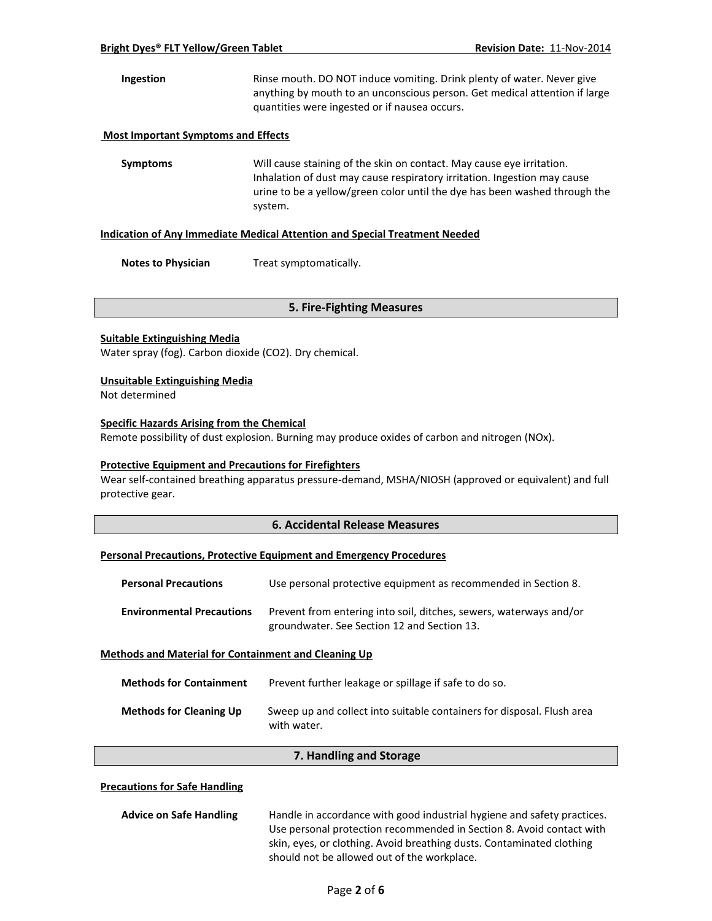**Ingestion** Rinse mouth. DO NOT induce vomiting. Drink plenty of water. Never give anything by mouth to an unconscious person. Get medical attention if large quantities were ingested or if nausea occurs.

**Most Important Symptoms and Effects**

**Symptoms** Will cause staining of the skin on contact. May cause eye irritation. Inhalation of dust may cause respiratory irritation. Ingestion may cause urine to be a yellow/green color until the dye has been washed through the system.

**Indication of Any Immediate Medical Attention and Special Treatment Needed**

**Notes to Physician** Treat symptomatically.

## 5. Fire-Fighting Measures

**Suitable Extinguishing Media**

Water spray (fog). Carbon dioxide ($CO_2$). Dry chemical.

**Unsuitable Extinguishing Media**

Not determined

**Specific Hazards Arising from the Chemical**

Remote possibility of dust explosion. Burning may produce oxides of carbon and nitrogen (NOx).

**Protective Equipment and Precautions for Firefighters**

Wear self-contained breathing apparatus pressure-demand, MSHA/NIOSH (approved or equivalent) and full protective gear.

## 6. Accidental Release Measures

**Personal Precautions, Protective Equipment and Emergency Procedures**

**Personal Precautions** Use personal protective equipment as recommended in Section 8.

**Environmental Precautions** Prevent from entering into soil, ditches, sewers, waterways and/or groundwater. See Section 12 and Section 13.

**Methods and Material for Containment and Cleaning Up**

**Methods for Containment** Prevent further leakage or spillage if safe to do so.

**Methods for Cleaning Up** Sweep up and collect into suitable containers for disposal. Flush area with water.

## 7. Handling and Storage

**Precautions for Safe Handling**

**Advice on Safe Handling** Handle in accordance with good industrial hygiene and safety practices. Use personal protection recommended in Section 8. Avoid contact with skin, eyes, or clothing. Avoid breathing dusts. Contaminated clothing should not be allowed out of the workplace.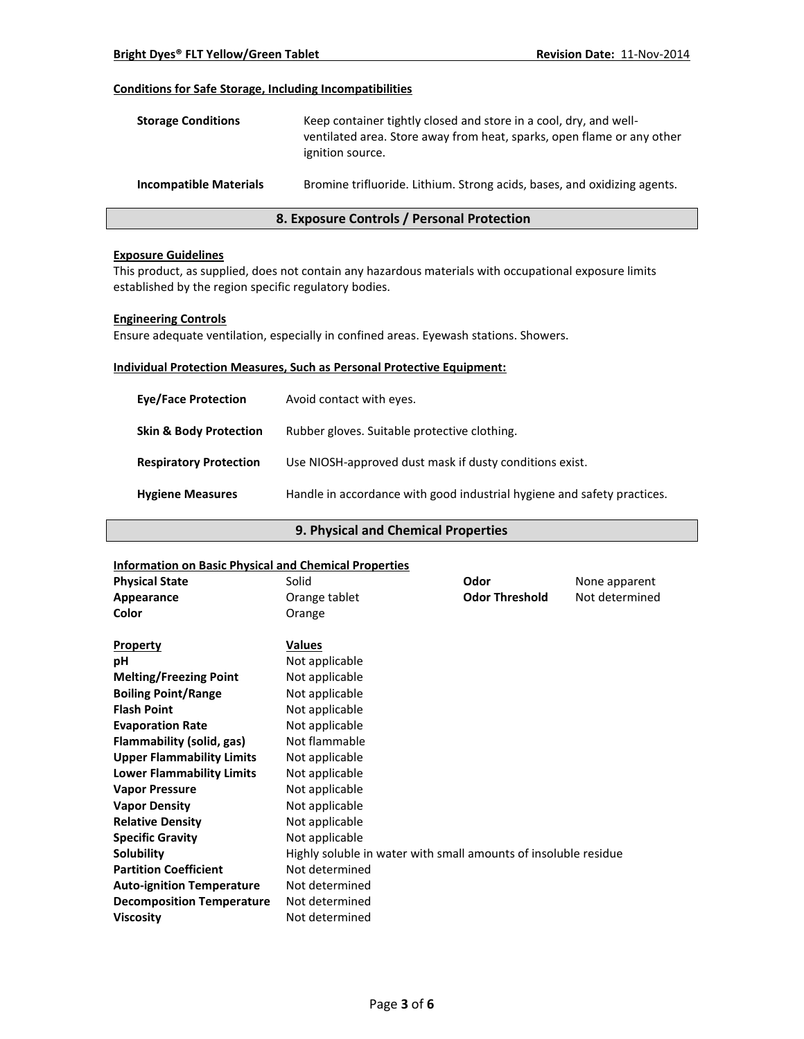#### Conditions for Safe Storage, Including Incompatibilities

| | |
|---|---|
| **Storage Conditions** | Keep container tightly closed and store in a cool, dry, and well-ventilated area. Store away from heat, sparks, open flame or any other ignition source. |
| **Incompatible Materials** | Bromine trifluoride. Lithium. Strong acids, bases, and oxidizing agents. |

## 8. Exposure Controls / Personal Protection

#### Exposure Guidelines

This product, as supplied, does not contain any hazardous materials with occupational exposure limits established by the region specific regulatory bodies.

#### Engineering Controls

Ensure adequate ventilation, especially in confined areas. Eyewash stations. Showers.

#### Individual Protection Measures, Such as Personal Protective Equipment:

| | |
|---|---|
| **Eye/Face Protection** | Avoid contact with eyes. |
| **Skin & Body Protection** | Rubber gloves. Suitable protective clothing. |
| **Respiratory Protection** | Use NIOSH-approved dust mask if dusty conditions exist. |
| **Hygiene Measures** | Handle in accordance with good industrial hygiene and safety practices. |

## 9. Physical and Chemical Properties

#### Information on Basic Physical and Chemical Properties

| | | | |
|---|---|---|---|
| **Physical State** | Solid | **Odor** | None apparent |
| **Appearance** | Orange tablet | **Odor Threshold** | Not determined |
| **Color** | Orange | | |

| **Property** | **Values** |
|---|---|
| **pH** | Not applicable |
| **Melting/Freezing Point** | Not applicable |
| **Boiling Point/Range** | Not applicable |
| **Flash Point** | Not applicable |
| **Evaporation Rate** | Not applicable |
| **Flammability (solid, gas)** | Not flammable |
| **Upper Flammability Limits** | Not applicable |
| **Lower Flammability Limits** | Not applicable |
| **Vapor Pressure** | Not applicable |
| **Vapor Density** | Not applicable |
| **Relative Density** | Not applicable |
| **Specific Gravity** | Not applicable |
| **Solubility** | Highly soluble in water with small amounts of insoluble residue |
| **Partition Coefficient** | Not determined |
| **Auto-ignition Temperature** | Not determined |
| **Decomposition Temperature** | Not determined |
| **Viscosity** | Not determined |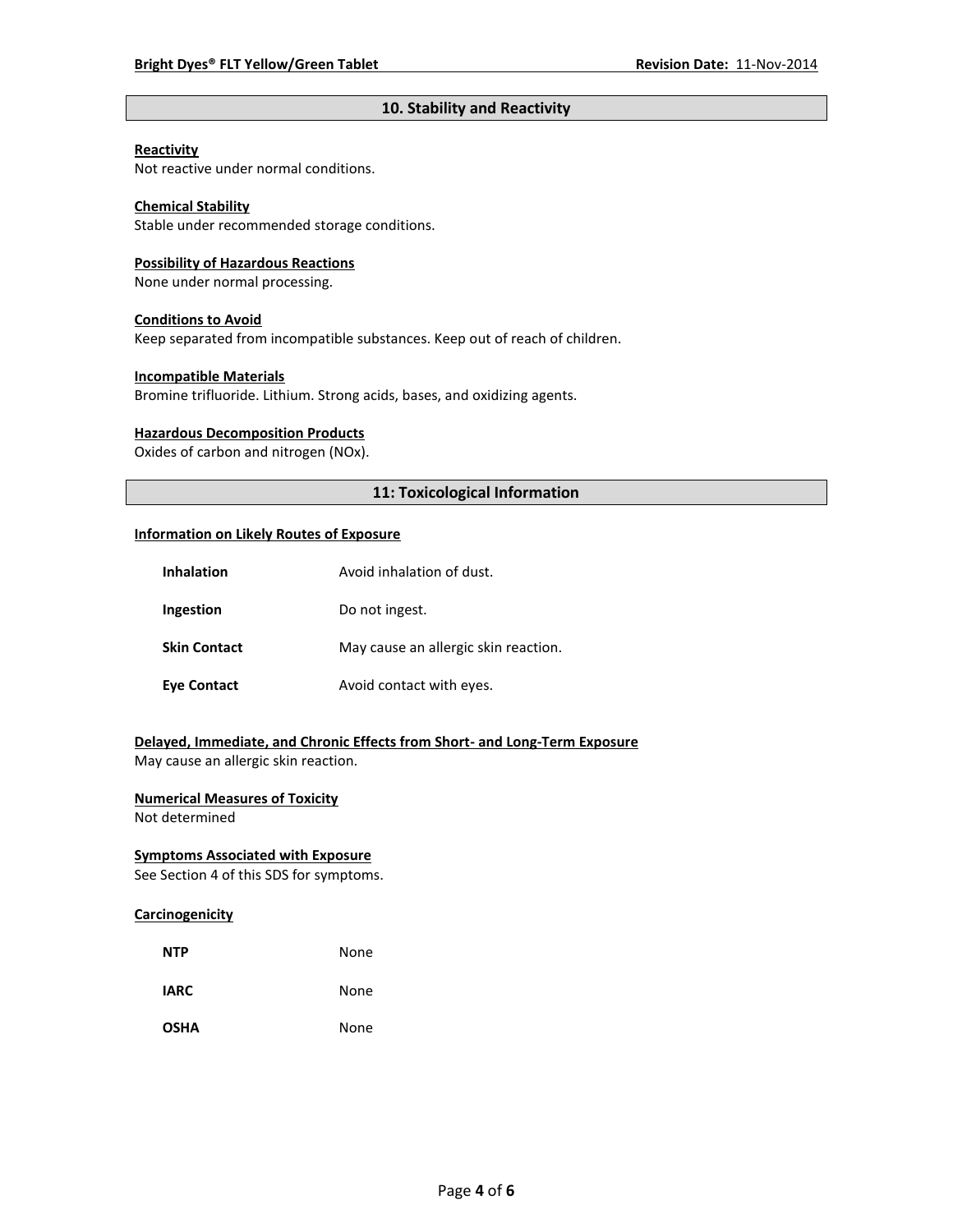## 10. Stability and Reactivity

**Reactivity**
Not reactive under normal conditions.

**Chemical Stability**
Stable under recommended storage conditions.

**Possibility of Hazardous Reactions**
None under normal processing.

**Conditions to Avoid**
Keep separated from incompatible substances. Keep out of reach of children.

**Incompatible Materials**
Bromine trifluoride. Lithium. Strong acids, bases, and oxidizing agents.

**Hazardous Decomposition Products**
Oxides of carbon and nitrogen (NOx).

## 11: Toxicological Information

**Information on Likely Routes of Exposure**

| | |
|---|---|
| **Inhalation** | Avoid inhalation of dust. |
| **Ingestion** | Do not ingest. |
| **Skin Contact** | May cause an allergic skin reaction. |
| **Eye Contact** | Avoid contact with eyes. |

**Delayed, Immediate, and Chronic Effects from Short- and Long-Term Exposure**
May cause an allergic skin reaction.

**Numerical Measures of Toxicity**
Not determined

**Symptoms Associated with Exposure**
See Section 4 of this SDS for symptoms.

**Carcinogenicity**

| | |
|---|---|
| **NTP** | None |
| **IARC** | None |
| **OSHA** | None |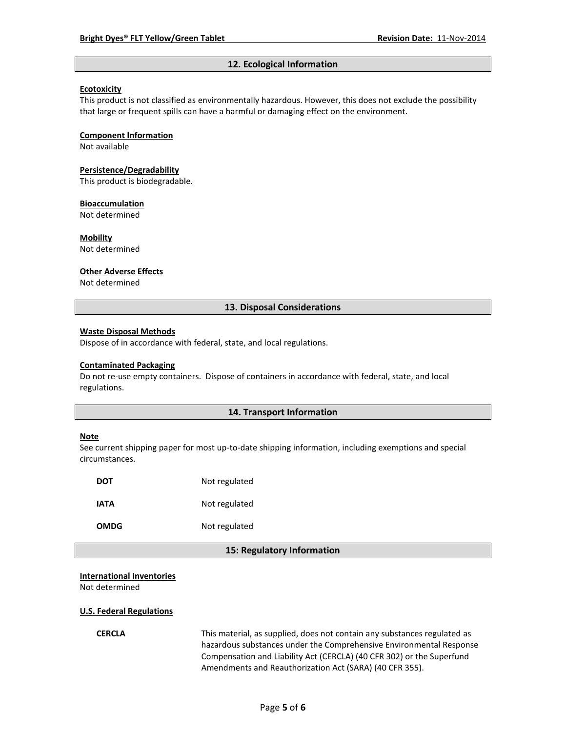## 12. Ecological Information

**Ecotoxicity**

This product is not classified as environmentally hazardous. However, this does not exclude the possibility that large or frequent spills can have a harmful or damaging effect on the environment.

**Component Information**

Not available

**Persistence/Degradability**

This product is biodegradable.

**Bioaccumulation**

Not determined

**Mobility**

Not determined

**Other Adverse Effects**

Not determined

## 13. Disposal Considerations

**Waste Disposal Methods**

Dispose of in accordance with federal, state, and local regulations.

**Contaminated Packaging**

Do not re-use empty containers. Dispose of containers in accordance with federal, state, and local regulations.

## 14. Transport Information

**Note**

See current shipping paper for most up-to-date shipping information, including exemptions and special circumstances.

| | |
|---|---|
| **DOT** | Not regulated |
| **IATA** | Not regulated |
| **OMDG** | Not regulated |

## 15: Regulatory Information

**International Inventories**

Not determined

**U.S. Federal Regulations**

| | |
|---|---|
| **CERCLA** | This material, as supplied, does not contain any substances regulated as hazardous substances under the Comprehensive Environmental Response Compensation and Liability Act (CERCLA) (40 CFR 302) or the Superfund Amendments and Reauthorization Act (SARA) (40 CFR 355). |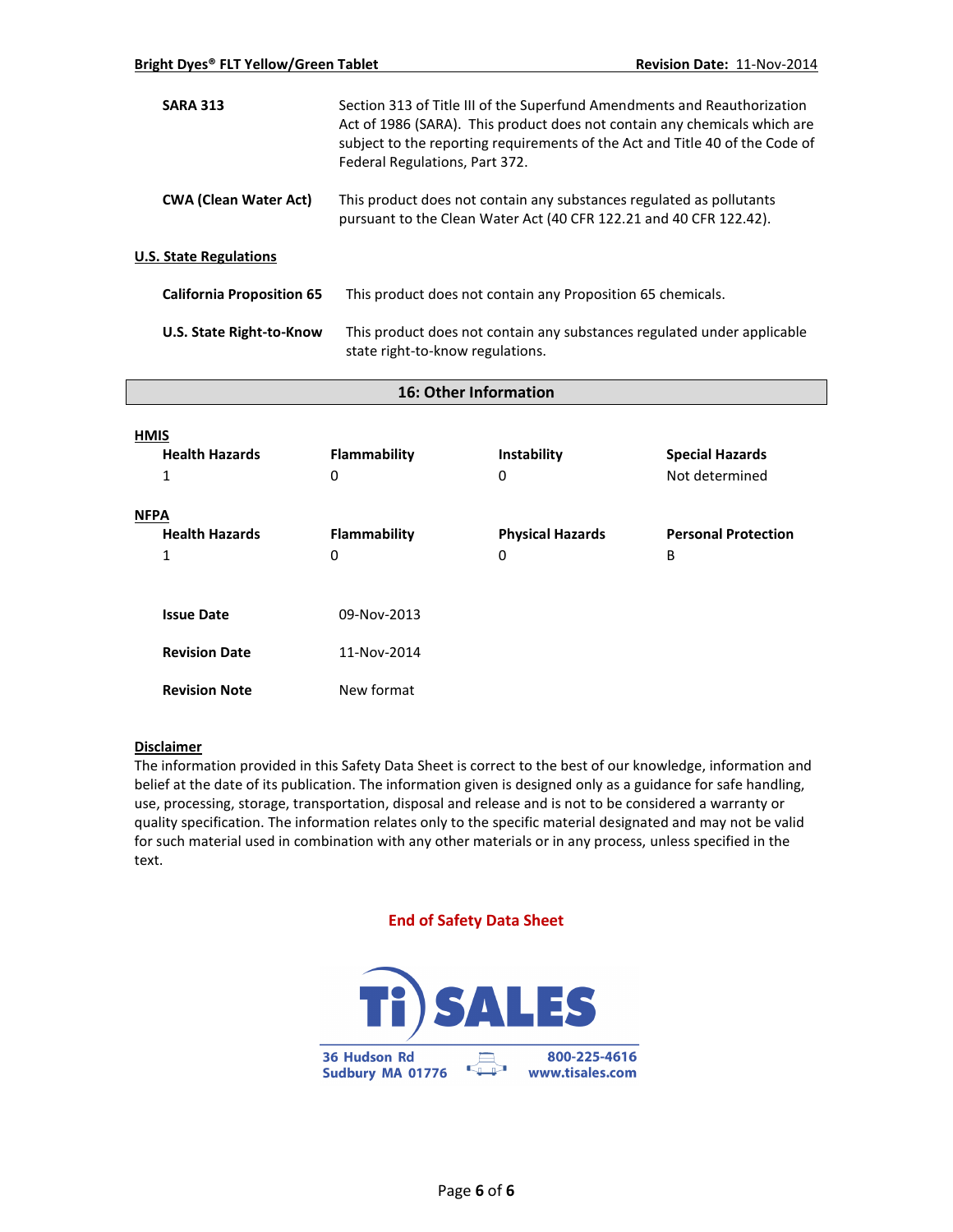**SARA 313** Section 313 of Title III of the Superfund Amendments and Reauthorization Act of 1986 (SARA). This product does not contain any chemicals which are subject to the reporting requirements of the Act and Title 40 of the Code of Federal Regulations, Part 372.

**CWA (Clean Water Act)** This product does not contain any substances regulated as pollutants pursuant to the Clean Water Act (40 CFR 122.21 and 40 CFR 122.42).

**U.S. State Regulations**

**California Proposition 65** This product does not contain any Proposition 65 chemicals.

**U.S. State Right-to-Know** This product does not contain any substances regulated under applicable state right-to-know regulations.

## 16: Other Information

**HMIS**

| Health Hazards | Flammability | Instability | Special Hazards |
|---|---|---|---|
| 1 | 0 | 0 | Not determined |

**NFPA**

| Health Hazards | Flammability | Physical Hazards | Personal Protection |
|---|---|---|---|
| 1 | 0 | 0 | B |

**Issue Date** 09-Nov-2013

**Revision Date** 11-Nov-2014

**Revision Note** New format

**Disclaimer**

The information provided in this Safety Data Sheet is correct to the best of our knowledge, information and belief at the date of its publication. The information given is designed only as a guidance for safe handling, use, processing, storage, transportation, disposal and release and is not to be considered a warranty or quality specification. The information relates only to the specific material designated and may not be valid for such material used in combination with any other materials or in any process, unless specified in the text.

**End of Safety Data Sheet**

Ti SALES

36 Hudson Rd
Sudbury MA 01776

800-225-4616
www.tisales.com